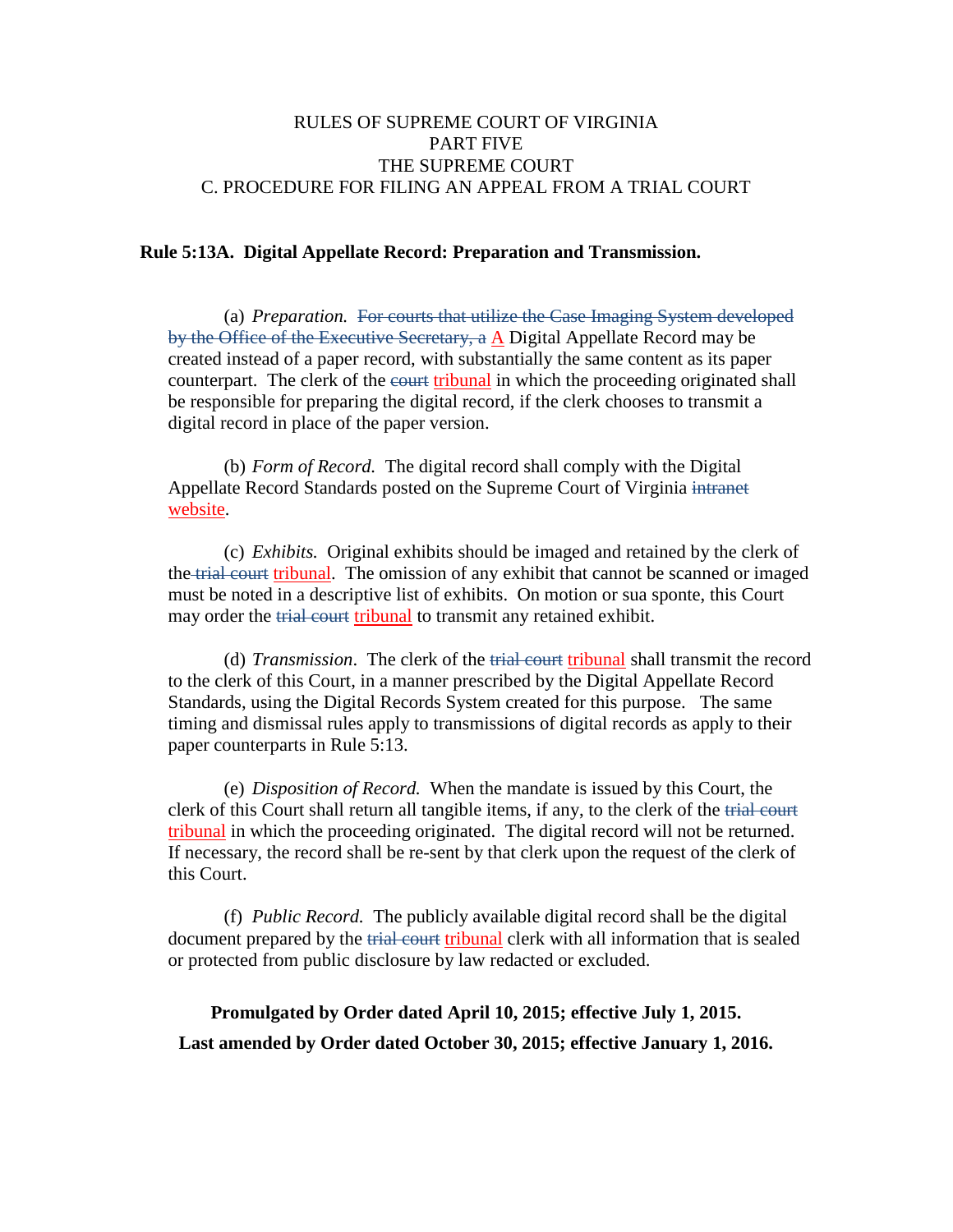RULES OF SUPREME COURT OF VIRGINIA
PART FIVE
THE SUPREME COURT
C. PROCEDURE FOR FILING AN APPEAL FROM A TRIAL COURT

**Rule 5:13A. Digital Appellate Record: Preparation and Transmission.**

(a) *Preparation.* ~~For courts that utilize the Case Imaging System developed by the Office of the Executive Secretary, a~~ <u>A</u> Digital Appellate Record may be created instead of a paper record, with substantially the same content as its paper counterpart. The clerk of the ~~court~~ <u>tribunal</u> in which the proceeding originated shall be responsible for preparing the digital record, if the clerk chooses to transmit a digital record in place of the paper version.

(b) *Form of Record.* The digital record shall comply with the Digital Appellate Record Standards posted on the Supreme Court of Virginia ~~intranet~~ <u>website</u>.

(c) *Exhibits.* Original exhibits should be imaged and retained by the clerk of the ~~trial court~~ <u>tribunal</u>. The omission of any exhibit that cannot be scanned or imaged must be noted in a descriptive list of exhibits. On motion or sua sponte, this Court may order the ~~trial court~~ <u>tribunal</u> to transmit any retained exhibit.

(d) *Transmission*. The clerk of the ~~trial court~~ <u>tribunal</u> shall transmit the record to the clerk of this Court, in a manner prescribed by the Digital Appellate Record Standards, using the Digital Records System created for this purpose. The same timing and dismissal rules apply to transmissions of digital records as apply to their paper counterparts in Rule 5:13.

(e) *Disposition of Record.* When the mandate is issued by this Court, the clerk of this Court shall return all tangible items, if any, to the clerk of the ~~trial court~~ <u>tribunal</u> in which the proceeding originated. The digital record will not be returned. If necessary, the record shall be re-sent by that clerk upon the request of the clerk of this Court.

(f) *Public Record.* The publicly available digital record shall be the digital document prepared by the ~~trial court~~ <u>tribunal</u> clerk with all information that is sealed or protected from public disclosure by law redacted or excluded.

**Promulgated by Order dated April 10, 2015; effective July 1, 2015.**

**Last amended by Order dated October 30, 2015; effective January 1, 2016.**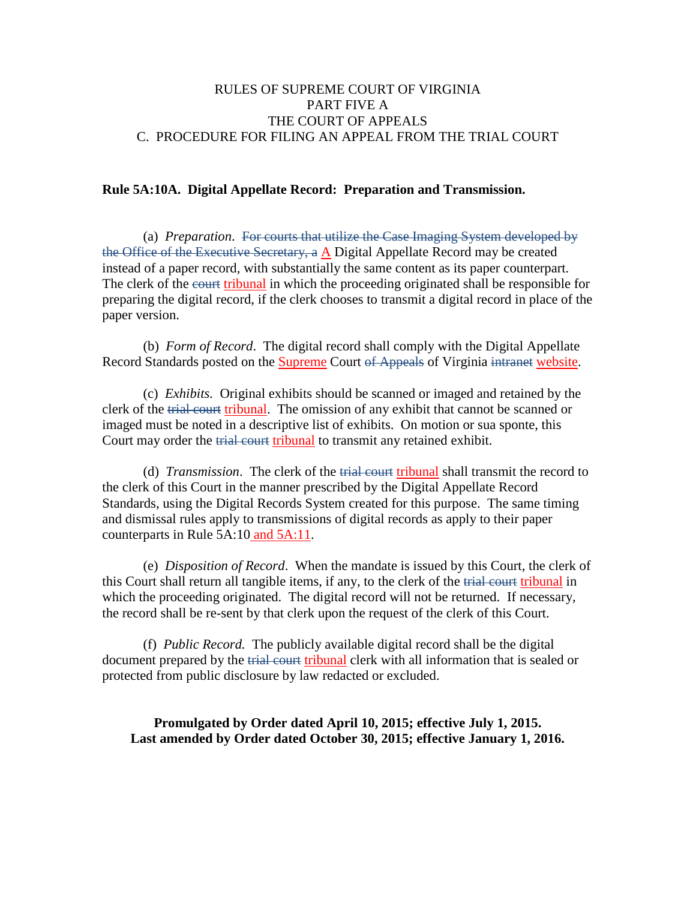RULES OF SUPREME COURT OF VIRGINIA
PART FIVE A
THE COURT OF APPEALS
C. PROCEDURE FOR FILING AN APPEAL FROM THE TRIAL COURT

**Rule 5A:10A. Digital Appellate Record: Preparation and Transmission.**

(a) *Preparation.* ~~For courts that utilize the Case Imaging System developed by the Office of the Executive Secretary, a~~ A Digital Appellate Record may be created instead of a paper record, with substantially the same content as its paper counterpart. The clerk of the ~~court~~ tribunal in which the proceeding originated shall be responsible for preparing the digital record, if the clerk chooses to transmit a digital record in place of the paper version.

(b) *Form of Record.* The digital record shall comply with the Digital Appellate Record Standards posted on the Supreme Court ~~of Appeals~~ of Virginia ~~intranet~~ website.

(c) *Exhibits.* Original exhibits should be scanned or imaged and retained by the clerk of the ~~trial court~~ tribunal. The omission of any exhibit that cannot be scanned or imaged must be noted in a descriptive list of exhibits. On motion or sua sponte, this Court may order the ~~trial court~~ tribunal to transmit any retained exhibit.

(d) *Transmission.* The clerk of the ~~trial court~~ tribunal shall transmit the record to the clerk of this Court in the manner prescribed by the Digital Appellate Record Standards, using the Digital Records System created for this purpose. The same timing and dismissal rules apply to transmissions of digital records as apply to their paper counterparts in Rule 5A:10 and 5A:11.

(e) *Disposition of Record.* When the mandate is issued by this Court, the clerk of this Court shall return all tangible items, if any, to the clerk of the ~~trial court~~ tribunal in which the proceeding originated. The digital record will not be returned. If necessary, the record shall be re-sent by that clerk upon the request of the clerk of this Court.

(f) *Public Record.* The publicly available digital record shall be the digital document prepared by the ~~trial court~~ tribunal clerk with all information that is sealed or protected from public disclosure by law redacted or excluded.

**Promulgated by Order dated April 10, 2015; effective July 1, 2015.**
**Last amended by Order dated October 30, 2015; effective January 1, 2016.**